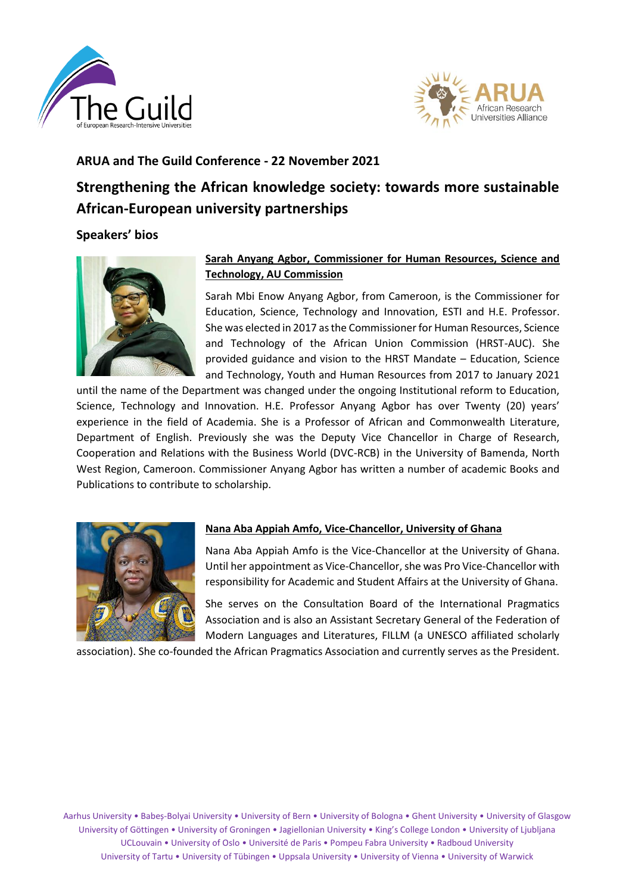## ARUA and The Guild Conference - 22 November 2021

# Strengthening the African knowledge society: towards more sustainable African-European university partnerships

### Speakers' bios

**Sarah Anyang Agbor, Commissioner for Human Resources, Science and Technology, AU Commission**

Sarah Mbi Enow Anyang Agbor, from Cameroon, is the Commissioner for Education, Science, Technology and Innovation, ESTI and H.E. Professor. She was elected in 2017 as the Commissioner for Human Resources, Science and Technology of the African Union Commission (HRST-AUC). She provided guidance and vision to the HRST Mandate – Education, Science and Technology, Youth and Human Resources from 2017 to January 2021 until the name of the Department was changed under the ongoing Institutional reform to Education, Science, Technology and Innovation. H.E. Professor Anyang Agbor has over Twenty (20) years' experience in the field of Academia. She is a Professor of African and Commonwealth Literature, Department of English. Previously she was the Deputy Vice Chancellor in Charge of Research, Cooperation and Relations with the Business World (DVC-RCB) in the University of Bamenda, North West Region, Cameroon. Commissioner Anyang Agbor has written a number of academic Books and Publications to contribute to scholarship.

**Nana Aba Appiah Amfo, Vice-Chancellor, University of Ghana**

Nana Aba Appiah Amfo is the Vice-Chancellor at the University of Ghana. Until her appointment as Vice-Chancellor, she was Pro Vice-Chancellor with responsibility for Academic and Student Affairs at the University of Ghana.

She serves on the Consultation Board of the International Pragmatics Association and is also an Assistant Secretary General of the Federation of Modern Languages and Literatures, FILLM (a UNESCO affiliated scholarly association). She co-founded the African Pragmatics Association and currently serves as the President.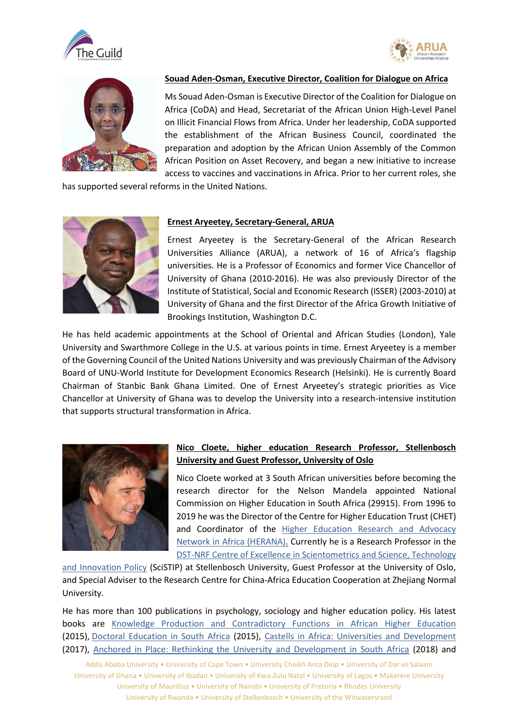**Souad Aden-Osman, Executive Director, Coalition for Dialogue on Africa**

Ms Souad Aden-Osman is Executive Director of the Coalition for Dialogue on Africa (CoDA) and Head, Secretariat of the African Union High-Level Panel on Illicit Financial Flows from Africa. Under her leadership, CoDA supported the establishment of the African Business Council, coordinated the preparation and adoption by the African Union Assembly of the Common African Position on Asset Recovery, and began a new initiative to increase access to vaccines and vaccinations in Africa. Prior to her current roles, she has supported several reforms in the United Nations.

**Ernest Aryeetey, Secretary-General, ARUA**

Ernest Aryeetey is the Secretary-General of the African Research Universities Alliance (ARUA), a network of 16 of Africa's flagship universities. He is a Professor of Economics and former Vice Chancellor of University of Ghana (2010-2016). He was also previously Director of the Institute of Statistical, Social and Economic Research (ISSER) (2003-2010) at University of Ghana and the first Director of the Africa Growth Initiative of Brookings Institution, Washington D.C.

He has held academic appointments at the School of Oriental and African Studies (London), Yale University and Swarthmore College in the U.S. at various points in time. Ernest Aryeetey is a member of the Governing Council of the United Nations University and was previously Chairman of the Advisory Board of UNU-World Institute for Development Economics Research (Helsinki). He is currently Board Chairman of Stanbic Bank Ghana Limited. One of Ernest Aryeetey's strategic priorities as Vice Chancellor at University of Ghana was to develop the University into a research-intensive institution that supports structural transformation in Africa.

**Nico Cloete, higher education Research Professor, Stellenbosch University and Guest Professor, University of Oslo**

Nico Cloete worked at 3 South African universities before becoming the research director for the Nelson Mandela appointed National Commission on Higher Education in South Africa (29915). From 1996 to 2019 he was the Director of the Centre for Higher Education Trust (CHET) and Coordinator of the Higher Education Research and Advocacy Network in Africa (HERANA). Currently he is a Research Professor in the DST-NRF Centre of Excellence in Scientometrics and Science, Technology and Innovation Policy (SciSTIP) at Stellenbosch University, Guest Professor at the University of Oslo, and Special Adviser to the Research Centre for China-Africa Education Cooperation at Zhejiang Normal University.

He has more than 100 publications in psychology, sociology and higher education policy. His latest books are Knowledge Production and Contradictory Functions in African Higher Education (2015), Doctoral Education in South Africa (2015), Castells in Africa: Universities and Development (2017), Anchored in Place: Rethinking the University and Development in South Africa (2018) and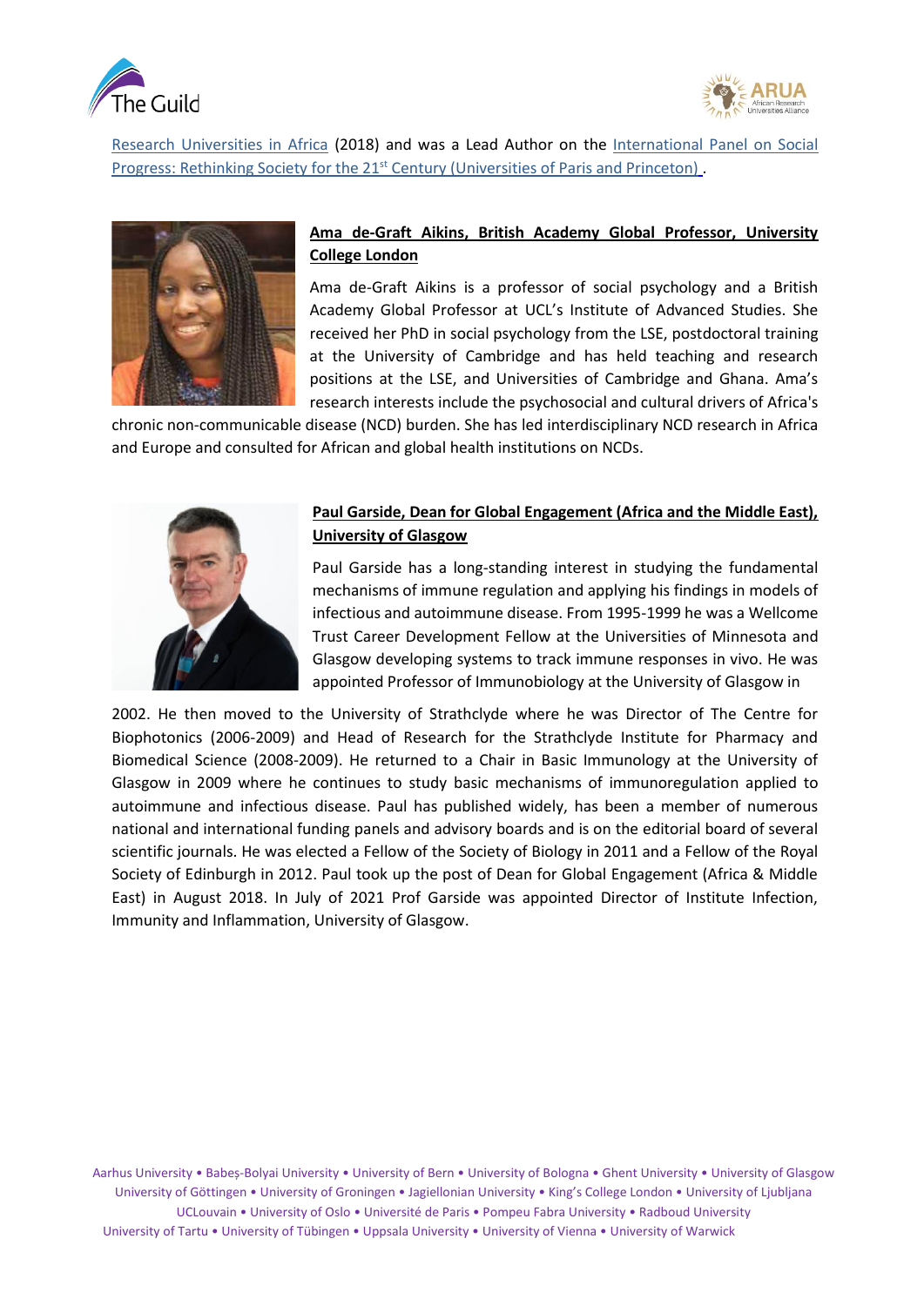Research Universities in Africa (2018) and was a Lead Author on the International Panel on Social Progress: Rethinking Society for the 21st Century (Universities of Paris and Princeton) .

**Ama de-Graft Aikins, British Academy Global Professor, University College London**

Ama de-Graft Aikins is a professor of social psychology and a British Academy Global Professor at UCL's Institute of Advanced Studies. She received her PhD in social psychology from the LSE, postdoctoral training at the University of Cambridge and has held teaching and research positions at the LSE, and Universities of Cambridge and Ghana. Ama's research interests include the psychosocial and cultural drivers of Africa's chronic non-communicable disease (NCD) burden. She has led interdisciplinary NCD research in Africa and Europe and consulted for African and global health institutions on NCDs.

**Paul Garside, Dean for Global Engagement (Africa and the Middle East), University of Glasgow**

Paul Garside has a long-standing interest in studying the fundamental mechanisms of immune regulation and applying his findings in models of infectious and autoimmune disease. From 1995-1999 he was a Wellcome Trust Career Development Fellow at the Universities of Minnesota and Glasgow developing systems to track immune responses in vivo. He was appointed Professor of Immunobiology at the University of Glasgow in 2002. He then moved to the University of Strathclyde where he was Director of The Centre for Biophotonics (2006-2009) and Head of Research for the Strathclyde Institute for Pharmacy and Biomedical Science (2008-2009). He returned to a Chair in Basic Immunology at the University of Glasgow in 2009 where he continues to study basic mechanisms of immunoregulation applied to autoimmune and infectious disease. Paul has published widely, has been a member of numerous national and international funding panels and advisory boards and is on the editorial board of several scientific journals. He was elected a Fellow of the Society of Biology in 2011 and a Fellow of the Royal Society of Edinburgh in 2012. Paul took up the post of Dean for Global Engagement (Africa & Middle East) in August 2018. In July of 2021 Prof Garside was appointed Director of Institute Infection, Immunity and Inflammation, University of Glasgow.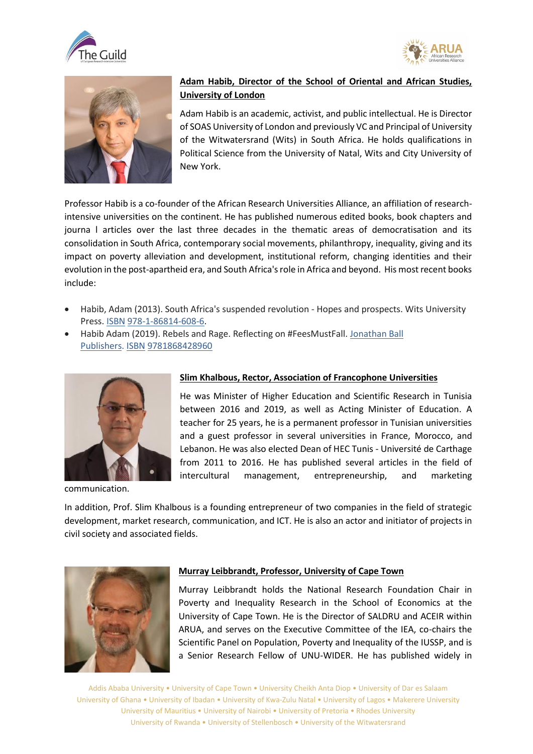**Adam Habib, Director of the School of Oriental and African Studies, University of London**

Adam Habib is an academic, activist, and public intellectual. He is Director of SOAS University of London and previously VC and Principal of University of the Witwatersrand (Wits) in South Africa. He holds qualifications in Political Science from the University of Natal, Wits and City University of New York.

Professor Habib is a co-founder of the African Research Universities Alliance, an affiliation of research-intensive universities on the continent. He has published numerous edited books, book chapters and journa l articles over the last three decades in the thematic areas of democratisation and its consolidation in South Africa, contemporary social movements, philanthropy, inequality, giving and its impact on poverty alleviation and development, institutional reform, changing identities and their evolution in the post-apartheid era, and South Africa's role in Africa and beyond. His most recent books include:

- Habib, Adam (2013). South Africa's suspended revolution - Hopes and prospects. Wits University Press. ISBN 978-1-86814-608-6.
- Habib Adam (2019). Rebels and Rage. Reflecting on #FeesMustFall. Jonathan Ball Publishers. ISBN 9781868428960

**Slim Khalbous, Rector, Association of Francophone Universities**

He was Minister of Higher Education and Scientific Research in Tunisia between 2016 and 2019, as well as Acting Minister of Education. A teacher for 25 years, he is a permanent professor in Tunisian universities and a guest professor in several universities in France, Morocco, and Lebanon. He was also elected Dean of HEC Tunis - Université de Carthage from 2011 to 2016. He has published several articles in the field of intercultural management, entrepreneurship, and marketing communication.

In addition, Prof. Slim Khalbous is a founding entrepreneur of two companies in the field of strategic development, market research, communication, and ICT. He is also an actor and initiator of projects in civil society and associated fields.

**Murray Leibbrandt, Professor, University of Cape Town**

Murray Leibbrandt holds the National Research Foundation Chair in Poverty and Inequality Research in the School of Economics at the University of Cape Town. He is the Director of SALDRU and ACEIR within ARUA, and serves on the Executive Committee of the IEA, co-chairs the Scientific Panel on Population, Poverty and Inequality of the IUSSP, and is a Senior Research Fellow of UNU-WIDER. He has published widely in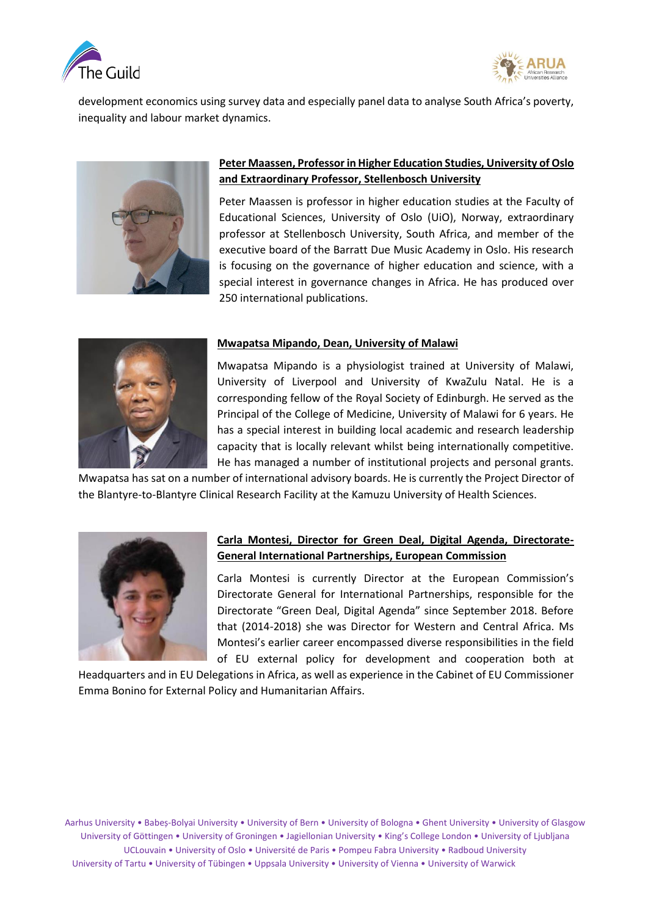development economics using survey data and especially panel data to analyse South Africa's poverty, inequality and labour market dynamics.

**Peter Maassen, Professor in Higher Education Studies, University of Oslo and Extraordinary Professor, Stellenbosch University**

Peter Maassen is professor in higher education studies at the Faculty of Educational Sciences, University of Oslo (UiO), Norway, extraordinary professor at Stellenbosch University, South Africa, and member of the executive board of the Barratt Due Music Academy in Oslo. His research is focusing on the governance of higher education and science, with a special interest in governance changes in Africa. He has produced over 250 international publications.

**Mwapatsa Mipando, Dean, University of Malawi**

Mwapatsa Mipando is a physiologist trained at University of Malawi, University of Liverpool and University of KwaZulu Natal. He is a corresponding fellow of the Royal Society of Edinburgh. He served as the Principal of the College of Medicine, University of Malawi for 6 years. He has a special interest in building local academic and research leadership capacity that is locally relevant whilst being internationally competitive. He has managed a number of institutional projects and personal grants. Mwapatsa has sat on a number of international advisory boards. He is currently the Project Director of the Blantyre-to-Blantyre Clinical Research Facility at the Kamuzu University of Health Sciences.

**Carla Montesi, Director for Green Deal, Digital Agenda, Directorate-General International Partnerships, European Commission**

Carla Montesi is currently Director at the European Commission's Directorate General for International Partnerships, responsible for the Directorate "Green Deal, Digital Agenda" since September 2018. Before that (2014-2018) she was Director for Western and Central Africa. Ms Montesi's earlier career encompassed diverse responsibilities in the field of EU external policy for development and cooperation both at Headquarters and in EU Delegations in Africa, as well as experience in the Cabinet of EU Commissioner Emma Bonino for External Policy and Humanitarian Affairs.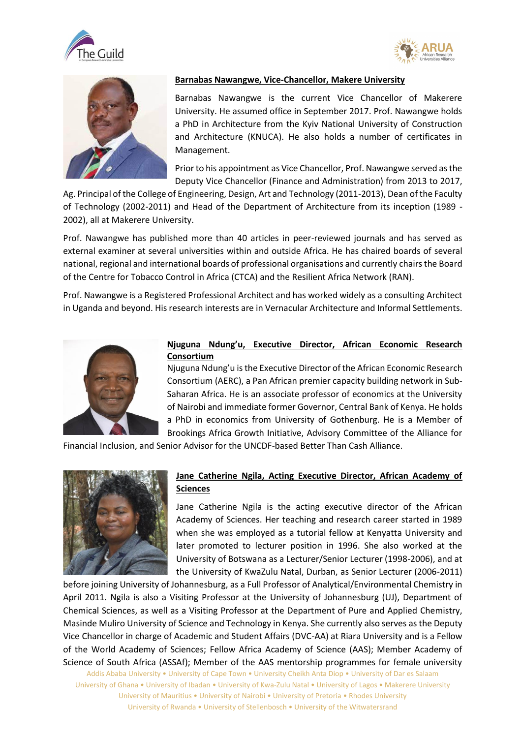**Barnabas Nawangwe, Vice-Chancellor, Makere University**

Barnabas Nawangwe is the current Vice Chancellor of Makerere University. He assumed office in September 2017. Prof. Nawangwe holds a PhD in Architecture from the Kyiv National University of Construction and Architecture (KNUCA). He also holds a number of certificates in Management.

Prior to his appointment as Vice Chancellor, Prof. Nawangwe served as the Deputy Vice Chancellor (Finance and Administration) from 2013 to 2017, Ag. Principal of the College of Engineering, Design, Art and Technology (2011-2013), Dean of the Faculty of Technology (2002-2011) and Head of the Department of Architecture from its inception (1989 - 2002), all at Makerere University.

Prof. Nawangwe has published more than 40 articles in peer-reviewed journals and has served as external examiner at several universities within and outside Africa. He has chaired boards of several national, regional and international boards of professional organisations and currently chairs the Board of the Centre for Tobacco Control in Africa (CTCA) and the Resilient Africa Network (RAN).

Prof. Nawangwe is a Registered Professional Architect and has worked widely as a consulting Architect in Uganda and beyond. His research interests are in Vernacular Architecture and Informal Settlements.

**Njuguna Ndung'u, Executive Director, African Economic Research Consortium**

Njuguna Ndung'u is the Executive Director of the African Economic Research Consortium (AERC), a Pan African premier capacity building network in Sub-Saharan Africa. He is an associate professor of economics at the University of Nairobi and immediate former Governor, Central Bank of Kenya. He holds a PhD in economics from University of Gothenburg. He is a Member of Brookings Africa Growth Initiative, Advisory Committee of the Alliance for Financial Inclusion, and Senior Advisor for the UNCDF-based Better Than Cash Alliance.

**Jane Catherine Ngila, Acting Executive Director, African Academy of Sciences**

Jane Catherine Ngila is the acting executive director of the African Academy of Sciences. Her teaching and research career started in 1989 when she was employed as a tutorial fellow at Kenyatta University and later promoted to lecturer position in 1996. She also worked at the University of Botswana as a Lecturer/Senior Lecturer (1998-2006), and at the University of KwaZulu Natal, Durban, as Senior Lecturer (2006-2011) before joining University of Johannesburg, as a Full Professor of Analytical/Environmental Chemistry in April 2011. Ngila is also a Visiting Professor at the University of Johannesburg (UJ), Department of Chemical Sciences, as well as a Visiting Professor at the Department of Pure and Applied Chemistry, Masinde Muliro University of Science and Technology in Kenya. She currently also serves as the Deputy Vice Chancellor in charge of Academic and Student Affairs (DVC-AA) at Riara University and is a Fellow of the World Academy of Sciences; Fellow Africa Academy of Science (AAS); Member Academy of Science of South Africa (ASSAf); Member of the AAS mentorship programmes for female university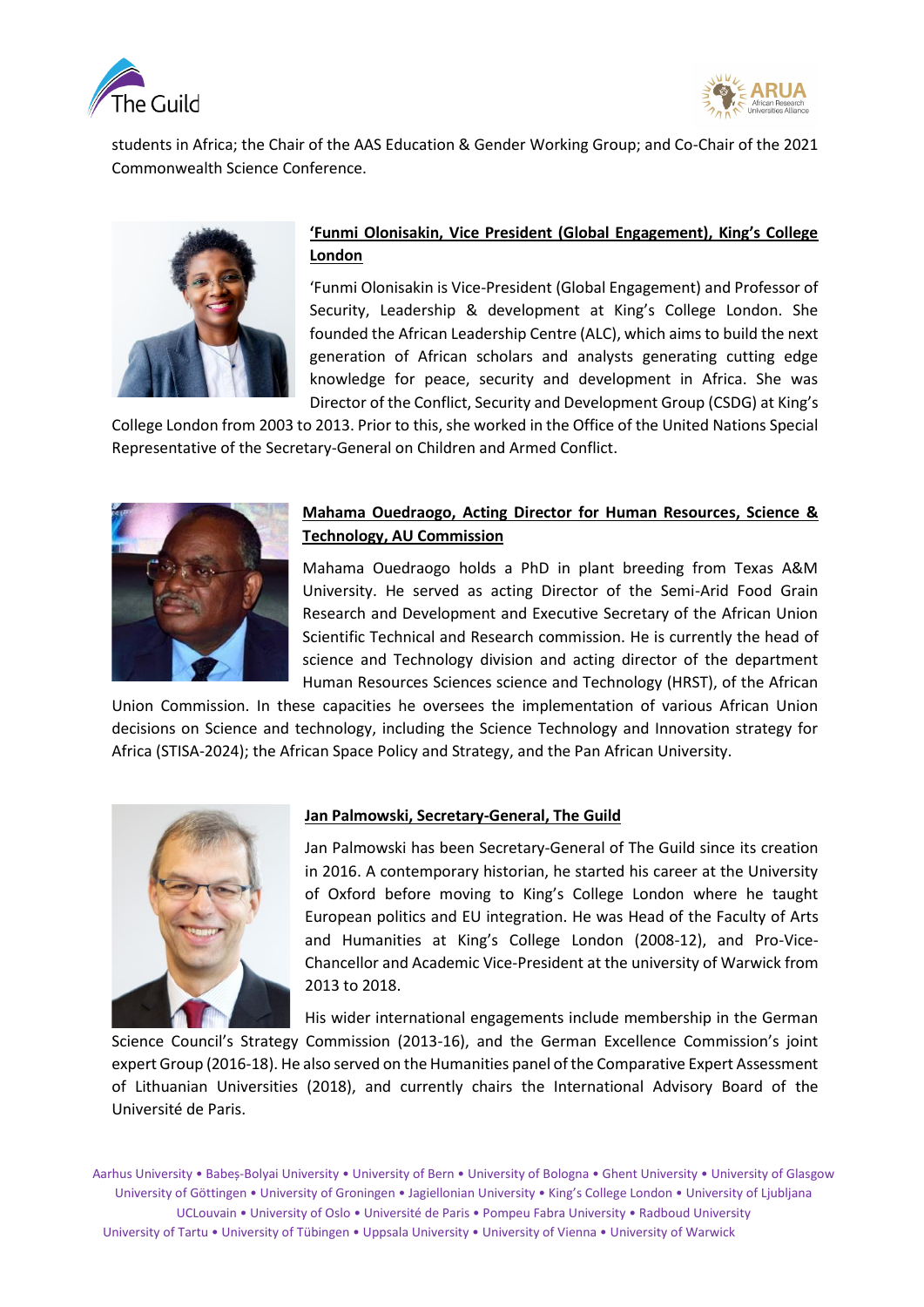students in Africa; the Chair of the AAS Education & Gender Working Group; and Co-Chair of the 2021 Commonwealth Science Conference.

### 'Funmi Olonisakin, Vice President (Global Engagement), King's College London

'Funmi Olonisakin is Vice-President (Global Engagement) and Professor of Security, Leadership & development at King's College London. She founded the African Leadership Centre (ALC), which aims to build the next generation of African scholars and analysts generating cutting edge knowledge for peace, security and development in Africa. She was Director of the Conflict, Security and Development Group (CSDG) at King's College London from 2003 to 2013. Prior to this, she worked in the Office of the United Nations Special Representative of the Secretary-General on Children and Armed Conflict.

### Mahama Ouedraogo, Acting Director for Human Resources, Science & Technology, AU Commission

Mahama Ouedraogo holds a PhD in plant breeding from Texas A&M University. He served as acting Director of the Semi-Arid Food Grain Research and Development and Executive Secretary of the African Union Scientific Technical and Research commission. He is currently the head of science and Technology division and acting director of the department Human Resources Sciences science and Technology (HRST), of the African Union Commission. In these capacities he oversees the implementation of various African Union decisions on Science and technology, including the Science Technology and Innovation strategy for Africa (STISA-2024); the African Space Policy and Strategy, and the Pan African University.

### Jan Palmowski, Secretary-General, The Guild

Jan Palmowski has been Secretary-General of The Guild since its creation in 2016. A contemporary historian, he started his career at the University of Oxford before moving to King's College London where he taught European politics and EU integration. He was Head of the Faculty of Arts and Humanities at King's College London (2008-12), and Pro-Vice-Chancellor and Academic Vice-President at the university of Warwick from 2013 to 2018.

His wider international engagements include membership in the German Science Council's Strategy Commission (2013-16), and the German Excellence Commission's joint expert Group (2016-18). He also served on the Humanities panel of the Comparative Expert Assessment of Lithuanian Universities (2018), and currently chairs the International Advisory Board of the Université de Paris.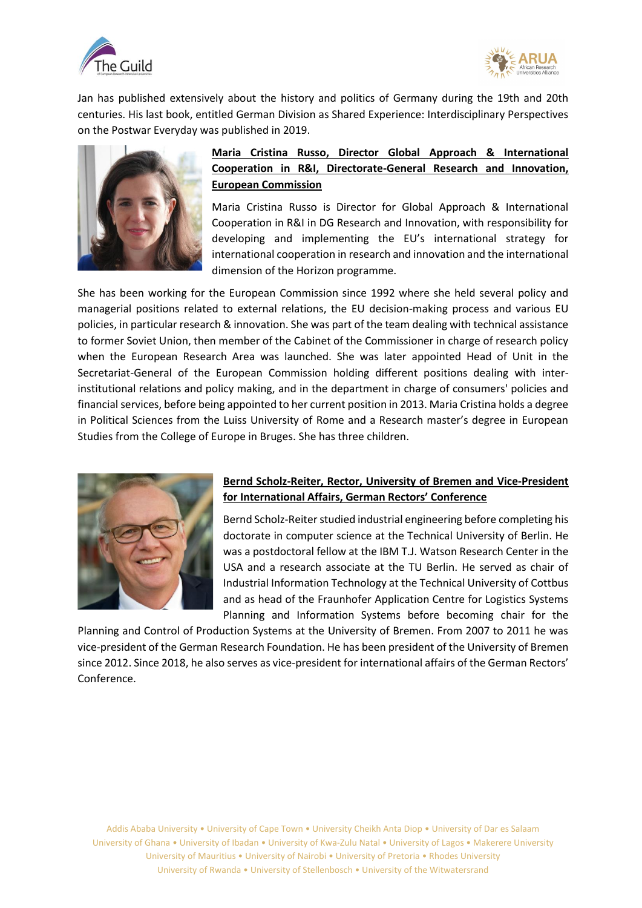Jan has published extensively about the history and politics of Germany during the 19th and 20th centuries. His last book, entitled German Division as Shared Experience: Interdisciplinary Perspectives on the Postwar Everyday was published in 2019.

**Maria Cristina Russo, Director Global Approach & International Cooperation in R&I, Directorate-General Research and Innovation, European Commission**

Maria Cristina Russo is Director for Global Approach & International Cooperation in R&I in DG Research and Innovation, with responsibility for developing and implementing the EU's international strategy for international cooperation in research and innovation and the international dimension of the Horizon programme.

She has been working for the European Commission since 1992 where she held several policy and managerial positions related to external relations, the EU decision-making process and various EU policies, in particular research & innovation. She was part of the team dealing with technical assistance to former Soviet Union, then member of the Cabinet of the Commissioner in charge of research policy when the European Research Area was launched. She was later appointed Head of Unit in the Secretariat-General of the European Commission holding different positions dealing with inter-institutional relations and policy making, and in the department in charge of consumers' policies and financial services, before being appointed to her current position in 2013. Maria Cristina holds a degree in Political Sciences from the Luiss University of Rome and a Research master's degree in European Studies from the College of Europe in Bruges. She has three children.

**Bernd Scholz-Reiter, Rector, University of Bremen and Vice-President for International Affairs, German Rectors' Conference**

Bernd Scholz-Reiter studied industrial engineering before completing his doctorate in computer science at the Technical University of Berlin. He was a postdoctoral fellow at the IBM T.J. Watson Research Center in the USA and a research associate at the TU Berlin. He served as chair of Industrial Information Technology at the Technical University of Cottbus and as head of the Fraunhofer Application Centre for Logistics Systems Planning and Information Systems before becoming chair for the Planning and Control of Production Systems at the University of Bremen. From 2007 to 2011 he was vice-president of the German Research Foundation. He has been president of the University of Bremen since 2012. Since 2018, he also serves as vice-president for international affairs of the German Rectors' Conference.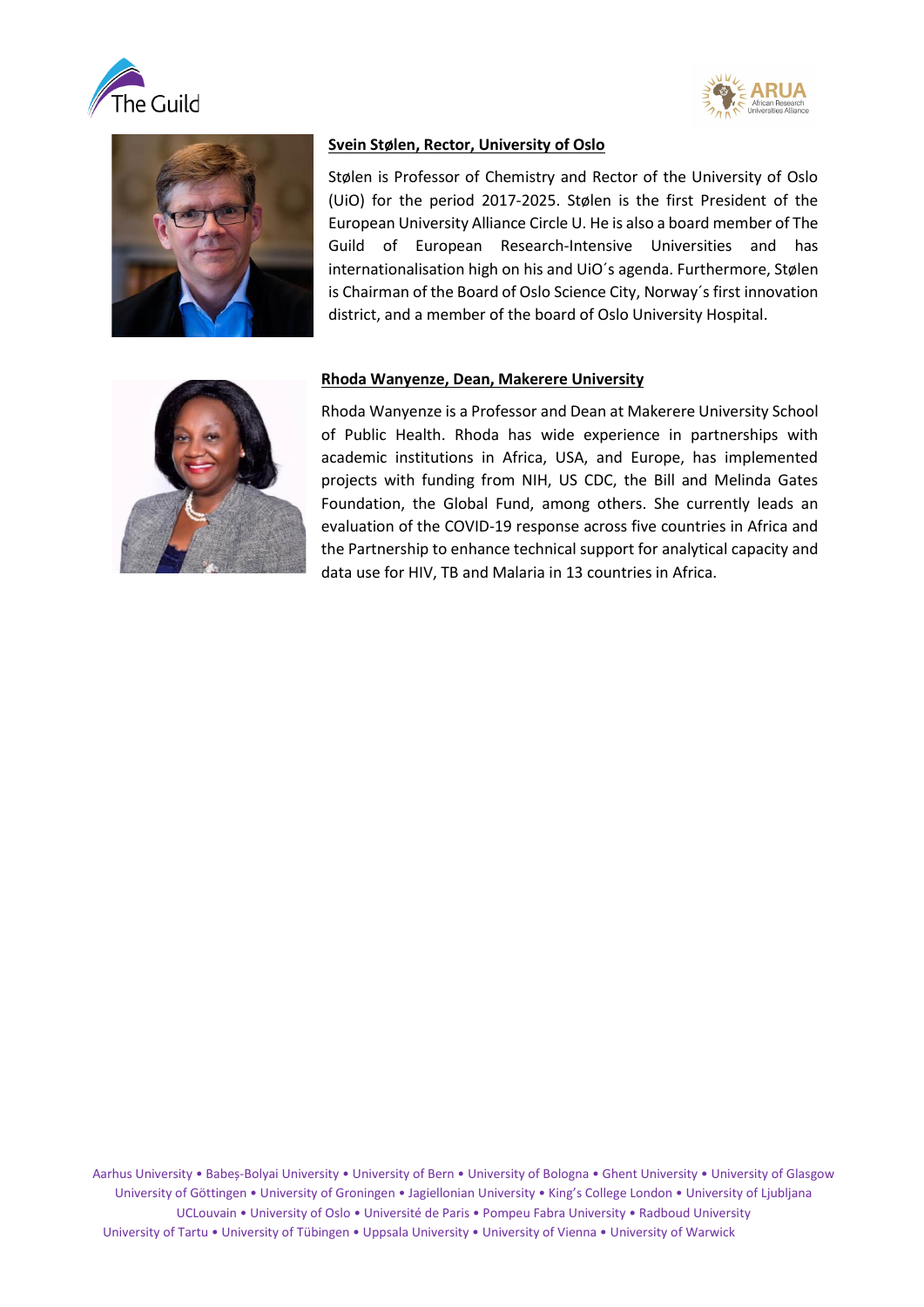**Svein Stølen, Rector, University of Oslo**

Stølen is Professor of Chemistry and Rector of the University of Oslo (UiO) for the period 2017-2025. Stølen is the first President of the European University Alliance Circle U. He is also a board member of The Guild of European Research-Intensive Universities and has internationalisation high on his and UiO´s agenda. Furthermore, Stølen is Chairman of the Board of Oslo Science City, Norway´s first innovation district, and a member of the board of Oslo University Hospital.

**Rhoda Wanyenze, Dean, Makerere University**

Rhoda Wanyenze is a Professor and Dean at Makerere University School of Public Health. Rhoda has wide experience in partnerships with academic institutions in Africa, USA, and Europe, has implemented projects with funding from NIH, US CDC, the Bill and Melinda Gates Foundation, the Global Fund, among others. She currently leads an evaluation of the COVID-19 response across five countries in Africa and the Partnership to enhance technical support for analytical capacity and data use for HIV, TB and Malaria in 13 countries in Africa.